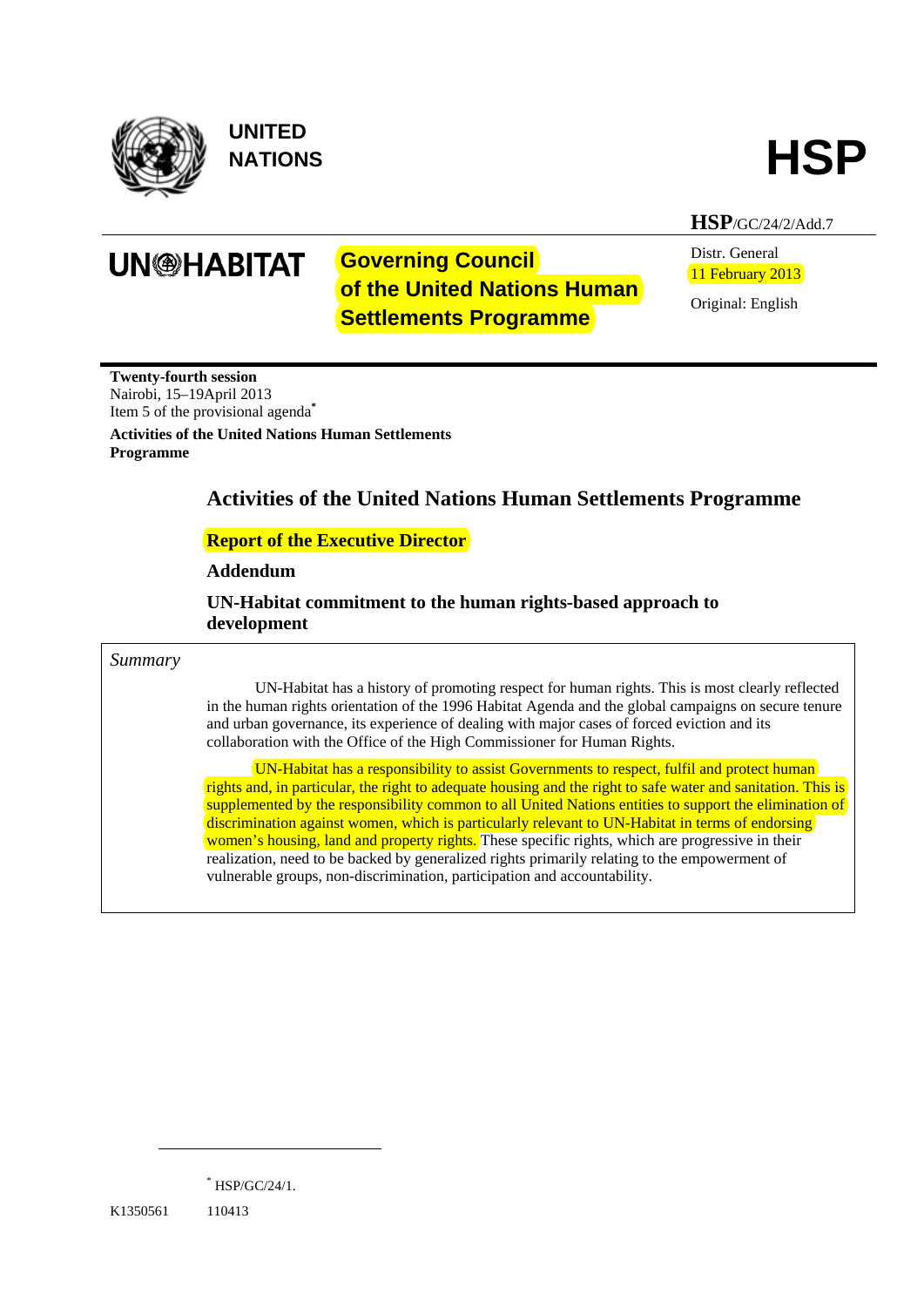UNITED NATIONS

HSP

HSP/GC/24/2/Add.7

UN-HABITAT

**Governing Council of the United Nations Human Settlements Programme**

Distr. General
11 February 2013

Original: English

**Twenty-fourth session**
Nairobi, 15–19April 2013
Item 5 of the provisional agenda*

**Activities of the United Nations Human Settlements Programme**

## Activities of the United Nations Human Settlements Programme

### Report of the Executive Director

### Addendum

### UN-Habitat commitment to the human rights-based approach to development

*Summary*

UN-Habitat has a history of promoting respect for human rights. This is most clearly reflected in the human rights orientation of the 1996 Habitat Agenda and the global campaigns on secure tenure and urban governance, its experience of dealing with major cases of forced eviction and its collaboration with the Office of the High Commissioner for Human Rights.

UN-Habitat has a responsibility to assist Governments to respect, fulfil and protect human rights and, in particular, the right to adequate housing and the right to safe water and sanitation. This is supplemented by the responsibility common to all United Nations entities to support the elimination of discrimination against women, which is particularly relevant to UN-Habitat in terms of endorsing women's housing, land and property rights. These specific rights, which are progressive in their realization, need to be backed by generalized rights primarily relating to the empowerment of vulnerable groups, non-discrimination, participation and accountability.

* HSP/GC/24/1.

K1350561 110413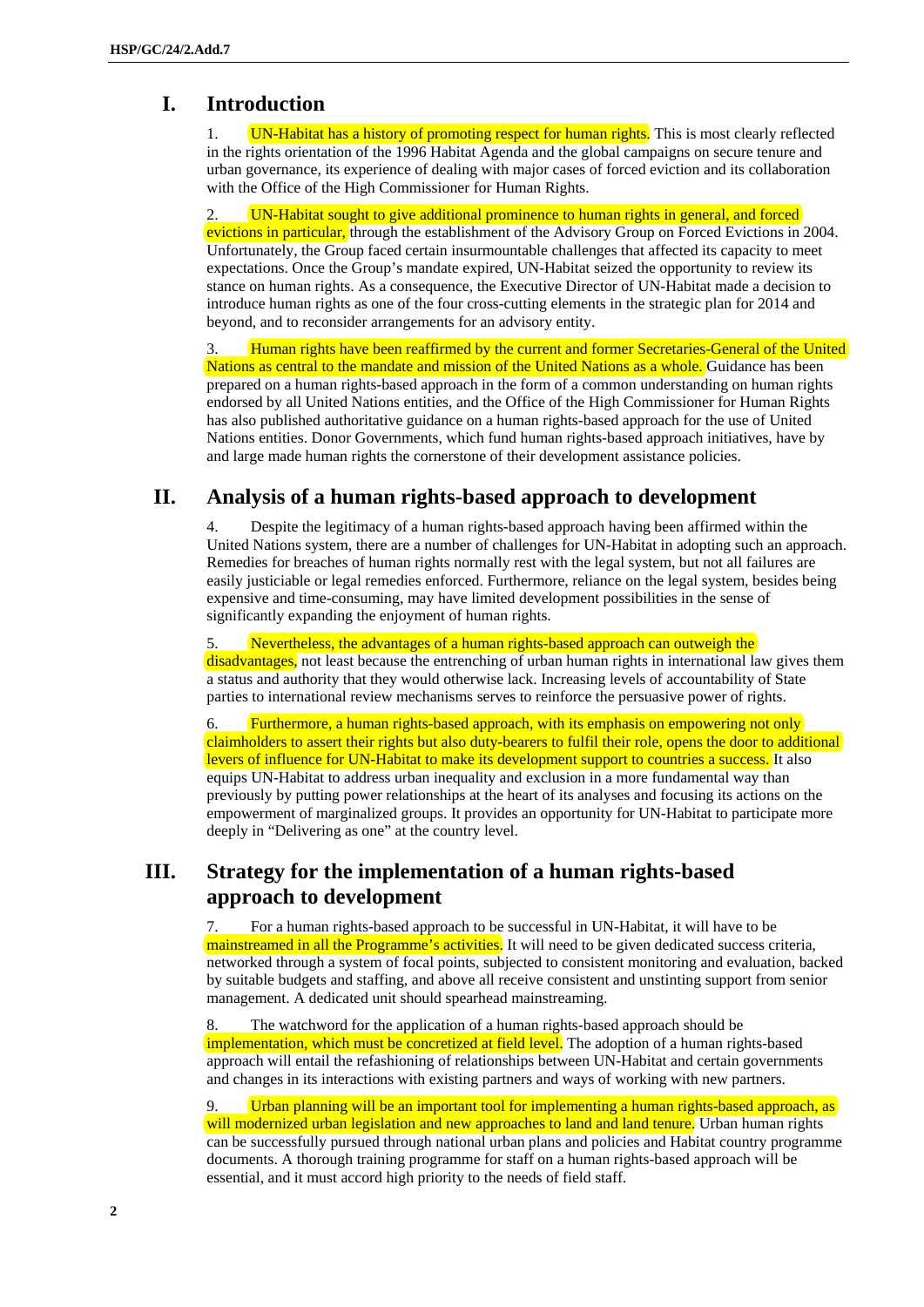# I. Introduction

1. UN-Habitat has a history of promoting respect for human rights. This is most clearly reflected in the rights orientation of the 1996 Habitat Agenda and the global campaigns on secure tenure and urban governance, its experience of dealing with major cases of forced eviction and its collaboration with the Office of the High Commissioner for Human Rights.

2. UN-Habitat sought to give additional prominence to human rights in general, and forced evictions in particular, through the establishment of the Advisory Group on Forced Evictions in 2004. Unfortunately, the Group faced certain insurmountable challenges that affected its capacity to meet expectations. Once the Group's mandate expired, UN-Habitat seized the opportunity to review its stance on human rights. As a consequence, the Executive Director of UN-Habitat made a decision to introduce human rights as one of the four cross-cutting elements in the strategic plan for 2014 and beyond, and to reconsider arrangements for an advisory entity.

3. Human rights have been reaffirmed by the current and former Secretaries-General of the United Nations as central to the mandate and mission of the United Nations as a whole. Guidance has been prepared on a human rights-based approach in the form of a common understanding on human rights endorsed by all United Nations entities, and the Office of the High Commissioner for Human Rights has also published authoritative guidance on a human rights-based approach for the use of United Nations entities. Donor Governments, which fund human rights-based approach initiatives, have by and large made human rights the cornerstone of their development assistance policies.

# II. Analysis of a human rights-based approach to development

4. Despite the legitimacy of a human rights-based approach having been affirmed within the United Nations system, there are a number of challenges for UN-Habitat in adopting such an approach. Remedies for breaches of human rights normally rest with the legal system, but not all failures are easily justiciable or legal remedies enforced. Furthermore, reliance on the legal system, besides being expensive and time-consuming, may have limited development possibilities in the sense of significantly expanding the enjoyment of human rights.

5. Nevertheless, the advantages of a human rights-based approach can outweigh the disadvantages, not least because the entrenching of urban human rights in international law gives them a status and authority that they would otherwise lack. Increasing levels of accountability of State parties to international review mechanisms serves to reinforce the persuasive power of rights.

6. Furthermore, a human rights-based approach, with its emphasis on empowering not only claimholders to assert their rights but also duty-bearers to fulfil their role, opens the door to additional levers of influence for UN-Habitat to make its development support to countries a success. It also equips UN-Habitat to address urban inequality and exclusion in a more fundamental way than previously by putting power relationships at the heart of its analyses and focusing its actions on the empowerment of marginalized groups. It provides an opportunity for UN-Habitat to participate more deeply in "Delivering as one" at the country level.

# III. Strategy for the implementation of a human rights-based approach to development

7. For a human rights-based approach to be successful in UN-Habitat, it will have to be mainstreamed in all the Programme's activities. It will need to be given dedicated success criteria, networked through a system of focal points, subjected to consistent monitoring and evaluation, backed by suitable budgets and staffing, and above all receive consistent and unstinting support from senior management. A dedicated unit should spearhead mainstreaming.

8. The watchword for the application of a human rights-based approach should be implementation, which must be concretized at field level. The adoption of a human rights-based approach will entail the refashioning of relationships between UN-Habitat and certain governments and changes in its interactions with existing partners and ways of working with new partners.

9. Urban planning will be an important tool for implementing a human rights-based approach, as will modernized urban legislation and new approaches to land and land tenure. Urban human rights can be successfully pursued through national urban plans and policies and Habitat country programme documents. A thorough training programme for staff on a human rights-based approach will be essential, and it must accord high priority to the needs of field staff.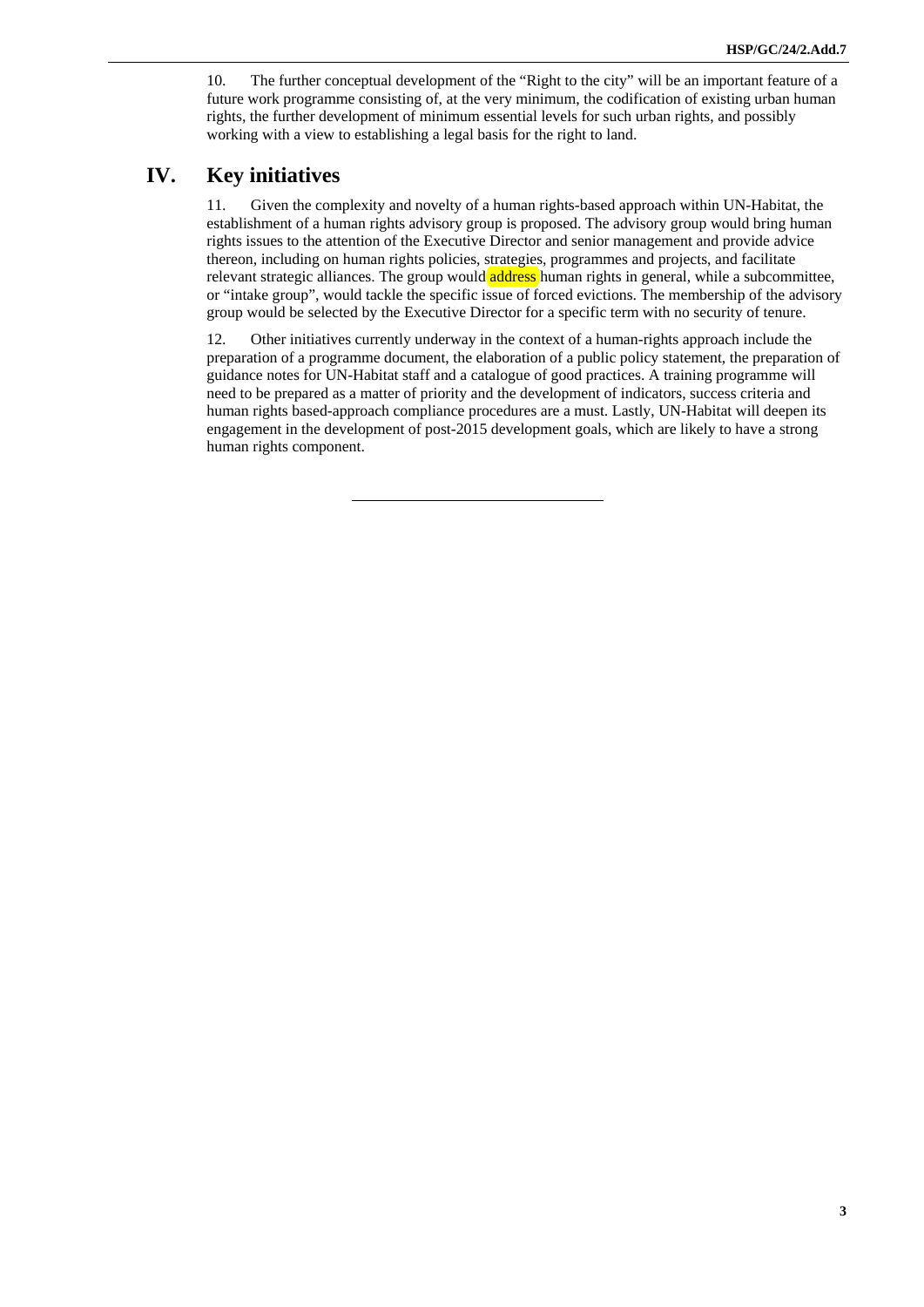10. The further conceptual development of the "Right to the city" will be an important feature of a future work programme consisting of, at the very minimum, the codification of existing urban human rights, the further development of minimum essential levels for such urban rights, and possibly working with a view to establishing a legal basis for the right to land.

# IV. Key initiatives

11. Given the complexity and novelty of a human rights-based approach within UN-Habitat, the establishment of a human rights advisory group is proposed. The advisory group would bring human rights issues to the attention of the Executive Director and senior management and provide advice thereon, including on human rights policies, strategies, programmes and projects, and facilitate relevant strategic alliances. The group would address human rights in general, while a subcommittee, or "intake group", would tackle the specific issue of forced evictions. The membership of the advisory group would be selected by the Executive Director for a specific term with no security of tenure.

12. Other initiatives currently underway in the context of a human-rights approach include the preparation of a programme document, the elaboration of a public policy statement, the preparation of guidance notes for UN-Habitat staff and a catalogue of good practices. A training programme will need to be prepared as a matter of priority and the development of indicators, success criteria and human rights based-approach compliance procedures are a must. Lastly, UN-Habitat will deepen its engagement in the development of post-2015 development goals, which are likely to have a strong human rights component.